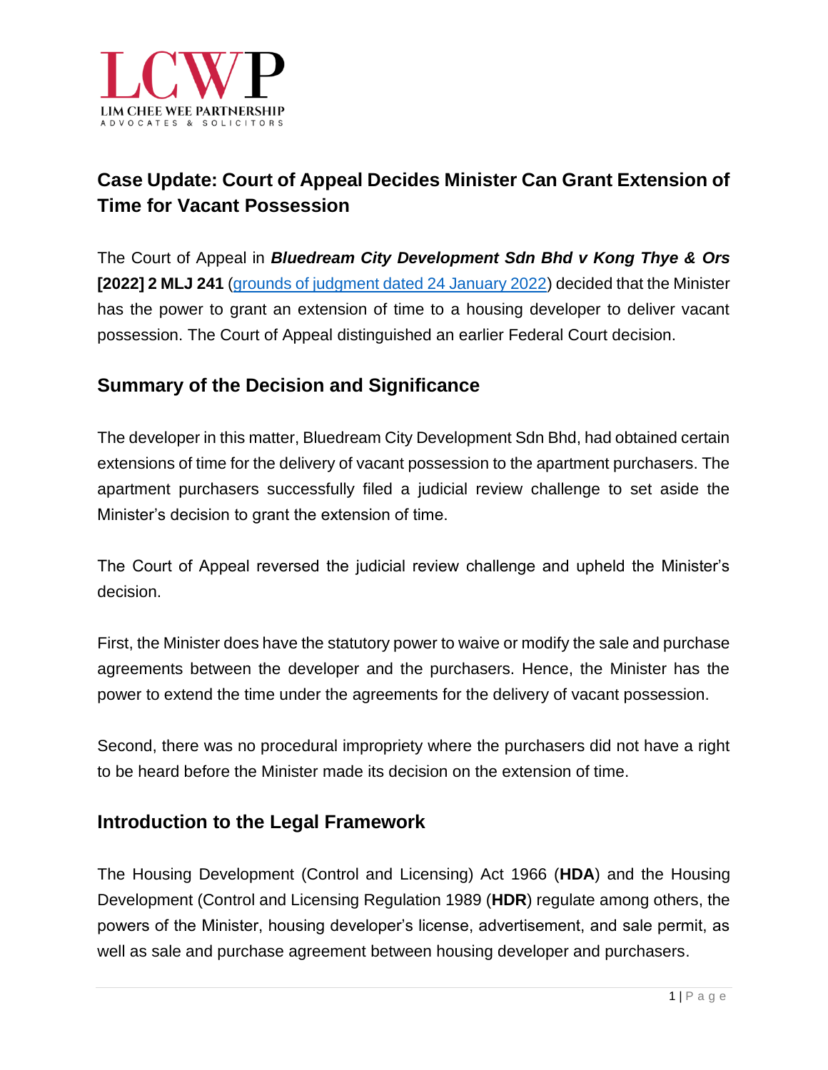LCWP

LIM CHEE WEE PARTNERSHIP
ADVOCATES & SOLICITORS

## Case Update: Court of Appeal Decides Minister Can Grant Extension of Time for Vacant Possession

The Court of Appeal in ***Bluedream City Development Sdn Bhd v Kong Thye & Ors* [2022] 2 MLJ 241** (grounds of judgment dated 24 January 2022) decided that the Minister has the power to grant an extension of time to a housing developer to deliver vacant possession. The Court of Appeal distinguished an earlier Federal Court decision.

### Summary of the Decision and Significance

The developer in this matter, Bluedream City Development Sdn Bhd, had obtained certain extensions of time for the delivery of vacant possession to the apartment purchasers. The apartment purchasers successfully filed a judicial review challenge to set aside the Minister's decision to grant the extension of time.

The Court of Appeal reversed the judicial review challenge and upheld the Minister's decision.

First, the Minister does have the statutory power to waive or modify the sale and purchase agreements between the developer and the purchasers. Hence, the Minister has the power to extend the time under the agreements for the delivery of vacant possession.

Second, there was no procedural impropriety where the purchasers did not have a right to be heard before the Minister made its decision on the extension of time.

### Introduction to the Legal Framework

The Housing Development (Control and Licensing) Act 1966 (**HDA**) and the Housing Development (Control and Licensing Regulation 1989 (**HDR**) regulate among others, the powers of the Minister, housing developer's license, advertisement, and sale permit, as well as sale and purchase agreement between housing developer and purchasers.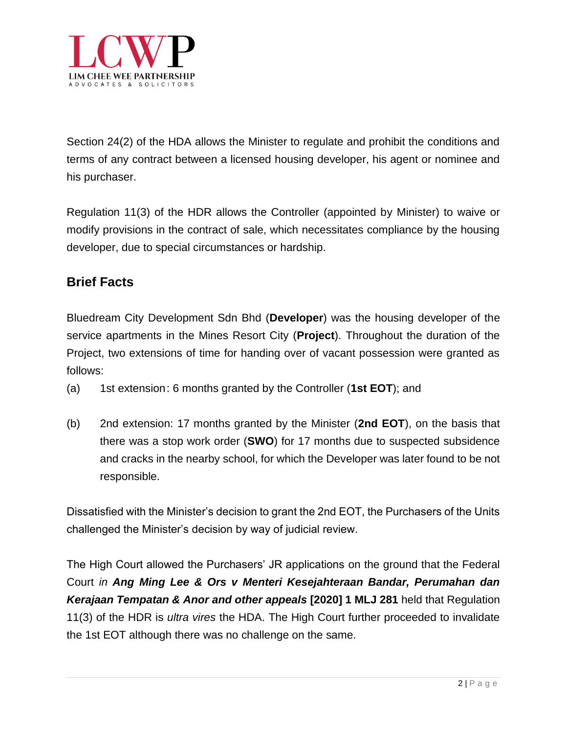Section 24(2) of the HDA allows the Minister to regulate and prohibit the conditions and terms of any contract between a licensed housing developer, his agent or nominee and his purchaser.

Regulation 11(3) of the HDR allows the Controller (appointed by Minister) to waive or modify provisions in the contract of sale, which necessitates compliance by the housing developer, due to special circumstances or hardship.

## Brief Facts

Bluedream City Development Sdn Bhd (**Developer**) was the housing developer of the service apartments in the Mines Resort City (**Project**). Throughout the duration of the Project, two extensions of time for handing over of vacant possession were granted as follows:

(a) 1st extension: 6 months granted by the Controller (**1st EOT**); and

(b) 2nd extension: 17 months granted by the Minister (**2nd EOT**), on the basis that there was a stop work order (**SWO**) for 17 months due to suspected subsidence and cracks in the nearby school, for which the Developer was later found to be not responsible.

Dissatisfied with the Minister's decision to grant the 2nd EOT, the Purchasers of the Units challenged the Minister's decision by way of judicial review.

The High Court allowed the Purchasers' JR applications on the ground that the Federal Court *in* ***Ang Ming Lee & Ors v Menteri Kesejahteraan Bandar, Perumahan dan Kerajaan Tempatan & Anor and other appeals*** **[2020] 1 MLJ 281** held that Regulation 11(3) of the HDR is *ultra vires* the HDA. The High Court further proceeded to invalidate the 1st EOT although there was no challenge on the same.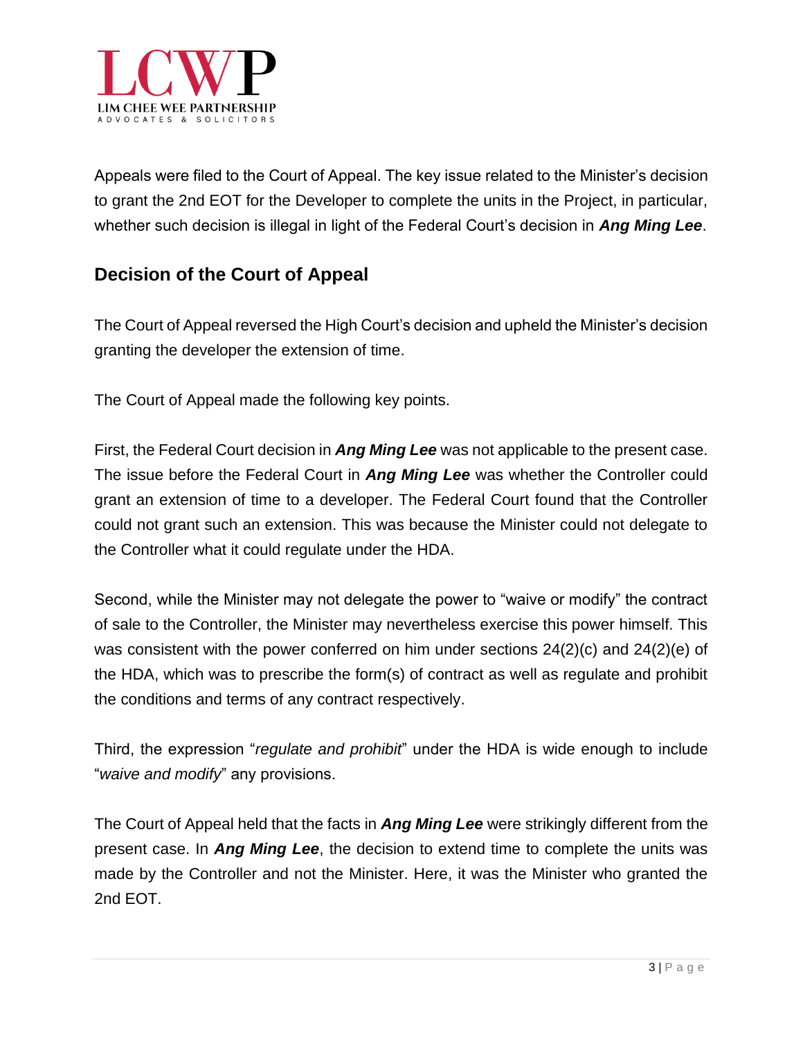Appeals were filed to the Court of Appeal. The key issue related to the Minister's decision to grant the 2nd EOT for the Developer to complete the units in the Project, in particular, whether such decision is illegal in light of the Federal Court's decision in ***Ang Ming Lee***.

## Decision of the Court of Appeal

The Court of Appeal reversed the High Court's decision and upheld the Minister's decision granting the developer the extension of time.

The Court of Appeal made the following key points.

First, the Federal Court decision in ***Ang Ming Lee*** was not applicable to the present case. The issue before the Federal Court in ***Ang Ming Lee*** was whether the Controller could grant an extension of time to a developer. The Federal Court found that the Controller could not grant such an extension. This was because the Minister could not delegate to the Controller what it could regulate under the HDA.

Second, while the Minister may not delegate the power to "waive or modify" the contract of sale to the Controller, the Minister may nevertheless exercise this power himself. This was consistent with the power conferred on him under sections 24(2)(c) and 24(2)(e) of the HDA, which was to prescribe the form(s) of contract as well as regulate and prohibit the conditions and terms of any contract respectively.

Third, the expression "*regulate and prohibit*" under the HDA is wide enough to include "*waive and modify*" any provisions.

The Court of Appeal held that the facts in ***Ang Ming Lee*** were strikingly different from the present case. In ***Ang Ming Lee***, the decision to extend time to complete the units was made by the Controller and not the Minister. Here, it was the Minister who granted the 2nd EOT.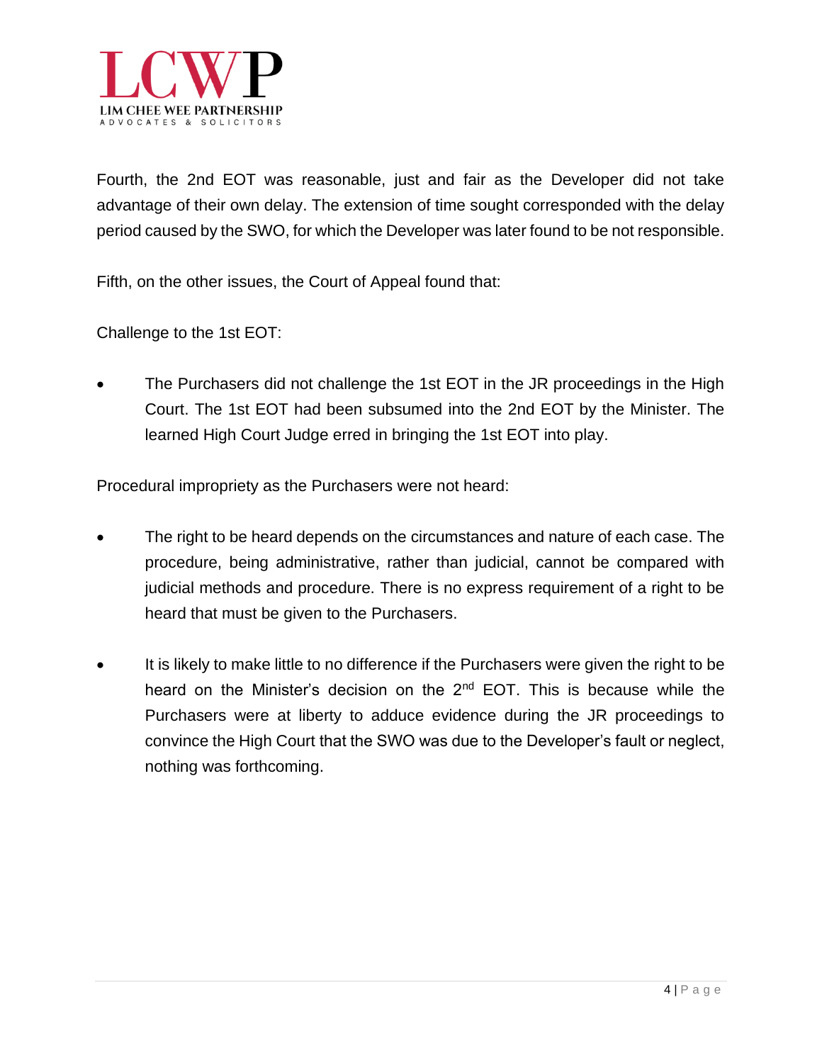Fourth, the 2nd EOT was reasonable, just and fair as the Developer did not take advantage of their own delay. The extension of time sought corresponded with the delay period caused by the SWO, for which the Developer was later found to be not responsible.

Fifth, on the other issues, the Court of Appeal found that:

Challenge to the 1st EOT:

- The Purchasers did not challenge the 1st EOT in the JR proceedings in the High Court. The 1st EOT had been subsumed into the 2nd EOT by the Minister. The learned High Court Judge erred in bringing the 1st EOT into play.

Procedural impropriety as the Purchasers were not heard:

- The right to be heard depends on the circumstances and nature of each case. The procedure, being administrative, rather than judicial, cannot be compared with judicial methods and procedure. There is no express requirement of a right to be heard that must be given to the Purchasers.

- It is likely to make little to no difference if the Purchasers were given the right to be heard on the Minister's decision on the 2nd EOT. This is because while the Purchasers were at liberty to adduce evidence during the JR proceedings to convince the High Court that the SWO was due to the Developer's fault or neglect, nothing was forthcoming.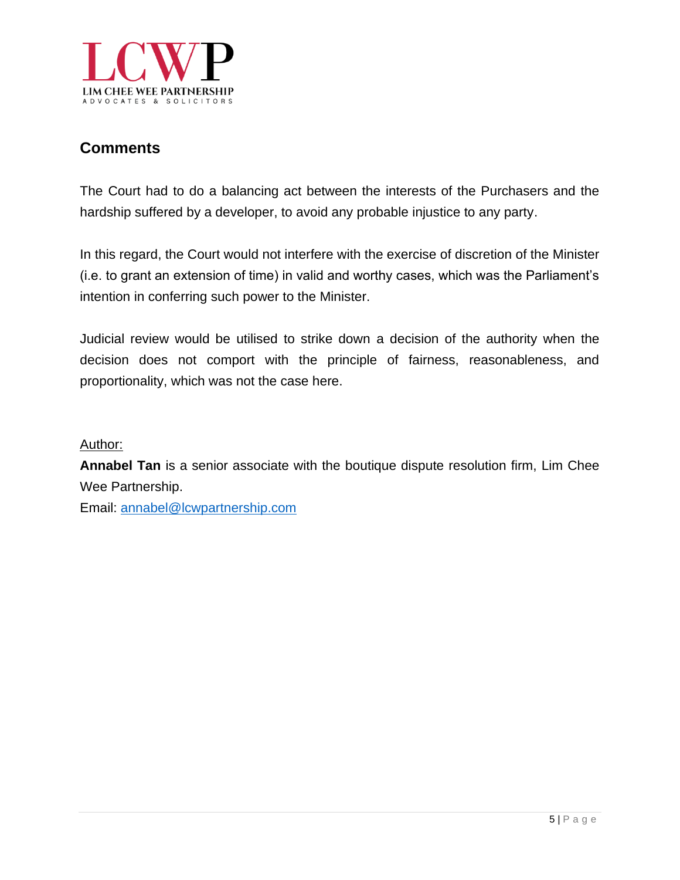## Comments

The Court had to do a balancing act between the interests of the Purchasers and the hardship suffered by a developer, to avoid any probable injustice to any party.

In this regard, the Court would not interfere with the exercise of discretion of the Minister (i.e. to grant an extension of time) in valid and worthy cases, which was the Parliament's intention in conferring such power to the Minister.

Judicial review would be utilised to strike down a decision of the authority when the decision does not comport with the principle of fairness, reasonableness, and proportionality, which was not the case here.

Author:

**Annabel Tan** is a senior associate with the boutique dispute resolution firm, Lim Chee Wee Partnership.

Email: annabel@lcwpartnership.com